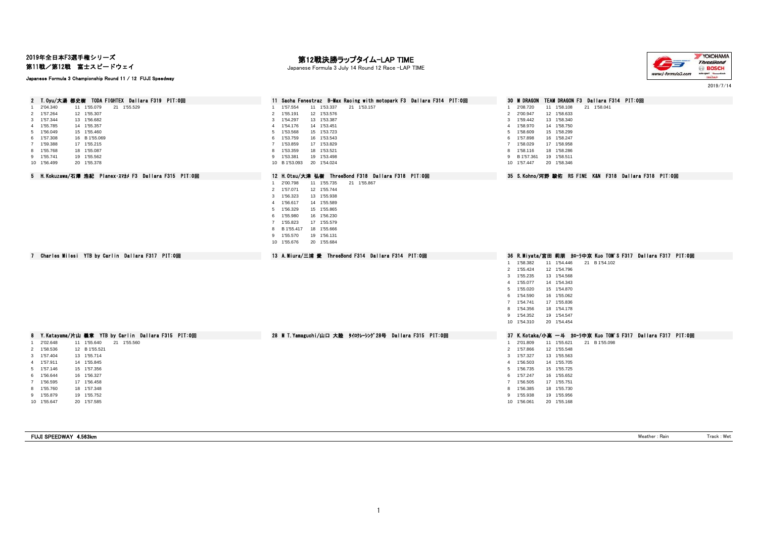2019年全日本F3選手権シリーズ
第11戦／第12戦　富士スピードウェイ

Japanese Formula 3 Championship Round 11 / 12 FUJI Speedway

# 第12戦決勝ラップタイム-LAP TIME

Japanese Formula 3 July 14 Round 12 Race -LAP TIME

2019/7/14

### 2 T.Oyu/大湯 都史樹　TODA FIGHTEX　Dallara F319　PIT:0回

| Lap | Time | Lap | Time | Lap | Time |
|---|---|---|---|---|---|
| 1 | 2'04.340 | 11 | 1'55.079 | 21 | 1'55.529 |
| 2 | 1'57.264 | 12 | 1'55.307 | | |
| 3 | 1'57.344 | 13 | 1'56.682 | | |
| 4 | 1'55.785 | 14 | 1'55.357 | | |
| 5 | 1'56.049 | 15 | 1'55.460 | | |
| 6 | 1'57.308 | 16 | B 1'55.069 | | |
| 7 | 1'59.388 | 17 | 1'55.215 | | |
| 8 | 1'55.768 | 18 | 1'55.087 | | |
| 9 | 1'55.741 | 19 | 1'55.562 | | |
| 10 | 1'56.499 | 20 | 1'55.378 | | |

### 11 Sacha Fenestraz　B-Max Racing with motopark F3　Dallara F314　PIT:0回

| Lap | Time | Lap | Time | Lap | Time |
|---|---|---|---|---|---|
| 1 | 1'57.554 | 11 | 1'53.337 | 21 | 1'53.157 |
| 2 | 1'55.191 | 12 | 1'53.576 | | |
| 3 | 1'54.297 | 13 | 1'53.387 | | |
| 4 | 1'54.176 | 14 | 1'53.451 | | |
| 5 | 1'53.568 | 15 | 1'53.723 | | |
| 6 | 1'53.759 | 16 | 1'53.543 | | |
| 7 | 1'53.859 | 17 | 1'53.829 | | |
| 8 | 1'53.359 | 18 | 1'53.521 | | |
| 9 | 1'53.381 | 19 | 1'53.498 | | |
| 10 | B 1'53.093 | 20 | 1'54.024 | | |

### 30 M DRAGON　TEAM DRAGON F3　Dallara F314　PIT:0回

| Lap | Time | Lap | Time | Lap | Time |
|---|---|---|---|---|---|
| 1 | 2'08.720 | 11 | 1'58.108 | 21 | 1'58.041 |
| 2 | 2'00.947 | 12 | 1'58.633 | | |
| 3 | 1'59.442 | 13 | 1'58.340 | | |
| 4 | 1'58.970 | 14 | 1'58.750 | | |
| 5 | 1'58.609 | 15 | 1'58.299 | | |
| 6 | 1'57.898 | 16 | 1'58.247 | | |
| 7 | 1'58.029 | 17 | 1'58.958 | | |
| 8 | 1'58.116 | 18 | 1'58.286 | | |
| 9 | B 1'57.361 | 19 | 1'58.511 | | |
| 10 | 1'57.447 | 20 | 1'58.346 | | |

### 5 H.Kokuzawa/石澤 浩紀　Planex･ｽﾏｶﾒ F3　Dallara F315　PIT:0回

### 12 H.Otsu/大津 弘樹　ThreeBond F318　Dallara F318　PIT:0回

| Lap | Time | Lap | Time | Lap | Time |
|---|---|---|---|---|---|
| 1 | 2'00.798 | 11 | 1'55.735 | 21 | 1'55.867 |
| 2 | 1'57.071 | 12 | 1'55.744 | | |
| 3 | 1'56.323 | 13 | 1'55.938 | | |
| 4 | 1'56.617 | 14 | 1'55.589 | | |
| 5 | 1'56.329 | 15 | 1'55.865 | | |
| 6 | 1'55.980 | 16 | 1'56.230 | | |
| 7 | 1'55.823 | 17 | 1'55.579 | | |
| 8 | B 1'55.417 | 18 | 1'55.666 | | |
| 9 | 1'55.570 | 19 | 1'56.131 | | |
| 10 | 1'55.676 | 20 | 1'55.684 | | |

### 35 S.Kohno/河野 駿佑　RS FINE　K&N　F318　Dallara F318　PIT:0回

### 7 Charles Milesi　YTB by Carlin　Dallara F317　PIT:0回

### 13 A.Miura/三浦 愛　ThreeBond F314　Dallara F314　PIT:0回

### 36 R.Miyata/宮田 莉朋　ｶﾛｰﾗ中京 Kuo TOM'S F317　Dallara F317　PIT:0回

| Lap | Time | Lap | Time | Lap | Time |
|---|---|---|---|---|---|
| 1 | 1'58.382 | 11 | 1'54.446 | 21 | B 1'54.102 |
| 2 | 1'55.424 | 12 | 1'54.796 | | |
| 3 | 1'55.235 | 13 | 1'54.568 | | |
| 4 | 1'55.077 | 14 | 1'54.343 | | |
| 5 | 1'55.020 | 15 | 1'54.870 | | |
| 6 | 1'54.590 | 16 | 1'55.062 | | |
| 7 | 1'54.741 | 17 | 1'55.836 | | |
| 8 | 1'54.356 | 18 | 1'54.178 | | |
| 9 | 1'54.352 | 19 | 1'54.547 | | |
| 10 | 1'54.310 | 20 | 1'54.454 | | |

### 8 Y.Katayama/片山 義章　YTB by Carlin　Dallara F315　PIT:0回

| Lap | Time | Lap | Time | Lap | Time |
|---|---|---|---|---|---|
| 1 | 2'02.648 | 11 | 1'55.640 | 21 | 1'55.560 |
| 2 | 1'58.536 | 12 | B 1'55.521 | | |
| 3 | 1'57.404 | 13 | 1'55.714 | | |
| 4 | 1'57.911 | 14 | 1'55.845 | | |
| 5 | 1'57.146 | 15 | 1'57.356 | | |
| 6 | 1'56.644 | 16 | 1'56.327 | | |
| 7 | 1'56.595 | 17 | 1'56.458 | | |
| 8 | 1'55.760 | 18 | 1'57.348 | | |
| 9 | 1'55.879 | 19 | 1'55.752 | | |
| 10 | 1'55.647 | 20 | 1'57.585 | | |

### 28 M T.Yamaguchi/山口 大陸　ﾀｲﾛｸﾚｰｼﾝｸﾞ28号　Dallara F315　PIT:0回

### 37 K.Kotaka/小高 一斗　ｶﾛｰﾗ中京 Kuo TOM'S F317　Dallara F317　PIT:0回

| Lap | Time | Lap | Time | Lap | Time |
|---|---|---|---|---|---|
| 1 | 2'01.809 | 11 | 1'55.621 | 21 | B 1'55.098 |
| 2 | 1'57.866 | 12 | 1'55.548 | | |
| 3 | 1'57.327 | 13 | 1'55.563 | | |
| 4 | 1'56.503 | 14 | 1'55.705 | | |
| 5 | 1'56.735 | 15 | 1'55.725 | | |
| 6 | 1'57.247 | 16 | 1'55.652 | | |
| 7 | 1'56.505 | 17 | 1'55.751 | | |
| 8 | 1'56.385 | 18 | 1'55.730 | | |
| 9 | 1'55.938 | 19 | 1'55.956 | | |
| 10 | 1'56.061 | 20 | 1'55.168 | | |

FUJI SPEEDWAY 4.563km　　Weather : Rain　　Track : Wet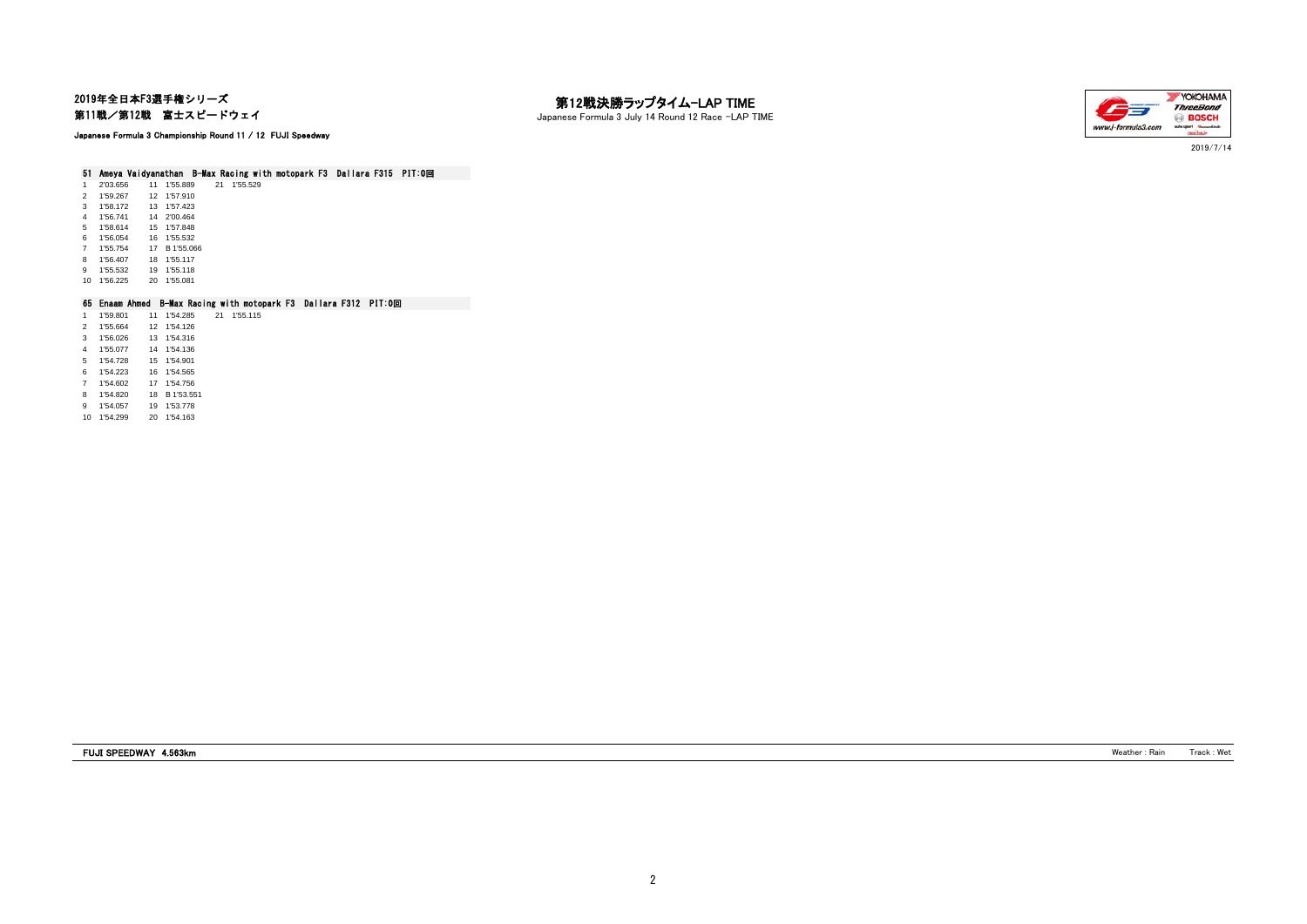2019年全日本F3選手権シリーズ
第11戦／第12戦　富士スピードウェイ

Japanese Formula 3 Championship Round 11 / 12 FUJI Speedway

# 第12戦決勝ラップタイム-LAP TIME

Japanese Formula 3 July 14 Round 12 Race -LAP TIME

2019/7/14

**51 Ameya Vaidyanathan B-Max Racing with motopark F3 Dallara F315 PIT:0回**

| | | | | | |
|---|---|---|---|---|---|
| 1 | 2'03.656 | 11 | 1'55.889 | 21 | 1'55.529 |
| 2 | 1'59.267 | 12 | 1'57.910 | | |
| 3 | 1'58.172 | 13 | 1'57.423 | | |
| 4 | 1'56.741 | 14 | 2'00.464 | | |
| 5 | 1'58.614 | 15 | 1'57.848 | | |
| 6 | 1'56.054 | 16 | 1'55.532 | | |
| 7 | 1'55.754 | 17 | B 1'55.066 | | |
| 8 | 1'56.407 | 18 | 1'55.117 | | |
| 9 | 1'55.532 | 19 | 1'55.118 | | |
| 10 | 1'56.225 | 20 | 1'55.081 | | |

**65 Enaam Ahmed B-Max Racing with motopark F3 Dallara F312 PIT:0回**

| | | | | | |
|---|---|---|---|---|---|
| 1 | 1'59.801 | 11 | 1'54.285 | 21 | 1'55.115 |
| 2 | 1'55.664 | 12 | 1'54.126 | | |
| 3 | 1'56.026 | 13 | 1'54.316 | | |
| 4 | 1'55.077 | 14 | 1'54.136 | | |
| 5 | 1'54.728 | 15 | 1'54.901 | | |
| 6 | 1'54.223 | 16 | 1'54.565 | | |
| 7 | 1'54.602 | 17 | 1'54.756 | | |
| 8 | 1'54.820 | 18 | B 1'53.551 | | |
| 9 | 1'54.057 | 19 | 1'53.778 | | |
| 10 | 1'54.299 | 20 | 1'54.163 | | |

**FUJI SPEEDWAY 4.563km**

Weather : Rain　　Track : Wet